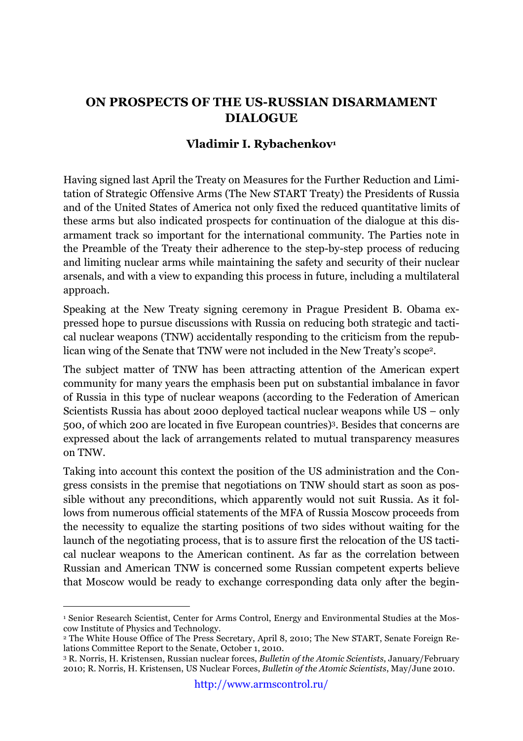# ON PROSPECTS OF THE US-RUSSIAN DISARMAMENT DIALOGUE

**Vladimir I. Rybachenkov**[1]

Having signed last April the Treaty on Measures for the Further Reduction and Limitation of Strategic Offensive Arms (The New START Treaty) the Presidents of Russia and of the United States of America not only fixed the reduced quantitative limits of these arms but also indicated prospects for continuation of the dialogue at this disarmament track so important for the international community. The Parties note in the Preamble of the Treaty their adherence to the step-by-step process of reducing and limiting nuclear arms while maintaining the safety and security of their nuclear arsenals, and with a view to expanding this process in future, including a multilateral approach.

Speaking at the New Treaty signing ceremony in Prague President B. Obama expressed hope to pursue discussions with Russia on reducing both strategic and tactical nuclear weapons (TNW) accidentally responding to the criticism from the republican wing of the Senate that TNW were not included in the New Treaty's scope[2].

The subject matter of TNW has been attracting attention of the American expert community for many years the emphasis been put on substantial imbalance in favor of Russia in this type of nuclear weapons (according to the Federation of American Scientists Russia has about 2000 deployed tactical nuclear weapons while US – only 500, of which 200 are located in five European countries)[3]. Besides that concerns are expressed about the lack of arrangements related to mutual transparency measures on TNW.

Taking into account this context the position of the US administration and the Congress consists in the premise that negotiations on TNW should start as soon as possible without any preconditions, which apparently would not suit Russia. As it follows from numerous official statements of the MFA of Russia Moscow proceeds from the necessity to equalize the starting positions of two sides without waiting for the launch of the negotiating process, that is to assure first the relocation of the US tactical nuclear weapons to the American continent. As far as the correlation between Russian and American TNW is concerned some Russian competent experts believe that Moscow would be ready to exchange corresponding data only after the begin-

---

[1] Senior Research Scientist, Center for Arms Control, Energy and Environmental Studies at the Moscow Institute of Physics and Technology.

[2] The White House Office of The Press Secretary, April 8, 2010; The New START, Senate Foreign Relations Committee Report to the Senate, October 1, 2010.

[3] R. Norris, H. Kristensen, Russian nuclear forces, *Bulletin of the Atomic Scientists*, January/February 2010; R. Norris, H. Kristensen, US Nuclear Forces, *Bulletin of the Atomic Scientists*, May/June 2010.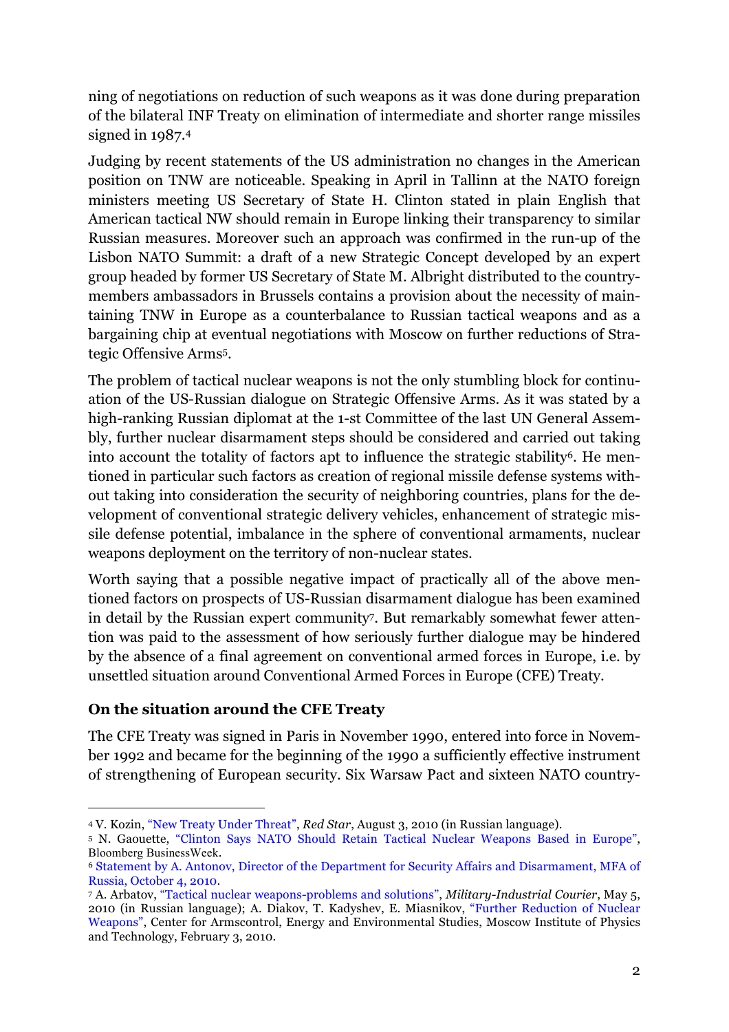ning of negotiations on reduction of such weapons as it was done during preparation of the bilateral INF Treaty on elimination of intermediate and shorter range missiles signed in 1987.[4]

Judging by recent statements of the US administration no changes in the American position on TNW are noticeable. Speaking in April in Tallinn at the NATO foreign ministers meeting US Secretary of State H. Clinton stated in plain English that American tactical NW should remain in Europe linking their transparency to similar Russian measures. Moreover such an approach was confirmed in the run-up of the Lisbon NATO Summit: a draft of a new Strategic Concept developed by an expert group headed by former US Secretary of State M. Albright distributed to the country-members ambassadors in Brussels contains a provision about the necessity of maintaining TNW in Europe as a counterbalance to Russian tactical weapons and as a bargaining chip at eventual negotiations with Moscow on further reductions of Strategic Offensive Arms[5].

The problem of tactical nuclear weapons is not the only stumbling block for continuation of the US-Russian dialogue on Strategic Offensive Arms. As it was stated by a high-ranking Russian diplomat at the 1-st Committee of the last UN General Assembly, further nuclear disarmament steps should be considered and carried out taking into account the totality of factors apt to influence the strategic stability[6]. He mentioned in particular such factors as creation of regional missile defense systems without taking into consideration the security of neighboring countries, plans for the development of conventional strategic delivery vehicles, enhancement of strategic missile defense potential, imbalance in the sphere of conventional armaments, nuclear weapons deployment on the territory of non-nuclear states.

Worth saying that a possible negative impact of practically all of the above mentioned factors on prospects of US-Russian disarmament dialogue has been examined in detail by the Russian expert community[7]. But remarkably somewhat fewer attention was paid to the assessment of how seriously further dialogue may be hindered by the absence of a final agreement on conventional armed forces in Europe, i.e. by unsettled situation around Conventional Armed Forces in Europe (CFE) Treaty.

**On the situation around the CFE Treaty**

The CFE Treaty was signed in Paris in November 1990, entered into force in November 1992 and became for the beginning of the 1990 a sufficiently effective instrument of strengthening of European security. Six Warsaw Pact and sixteen NATO country-

---

[4] V. Kozin, "New Treaty Under Threat", *Red Star*, August 3, 2010 (in Russian language).

[5] N. Gaouette, "Clinton Says NATO Should Retain Tactical Nuclear Weapons Based in Europe", Bloomberg BusinessWeek.

[6] Statement by A. Antonov, Director of the Department for Security Affairs and Disarmament, MFA of Russia, October 4, 2010.

[7] A. Arbatov, "Tactical nuclear weapons-problems and solutions", *Military-Industrial Courier*, May 5, 2010 (in Russian language); A. Diakov, T. Kadyshev, E. Miasnikov, "Further Reduction of Nuclear Weapons", Center for Armscontrol, Energy and Environmental Studies, Moscow Institute of Physics and Technology, February 3, 2010.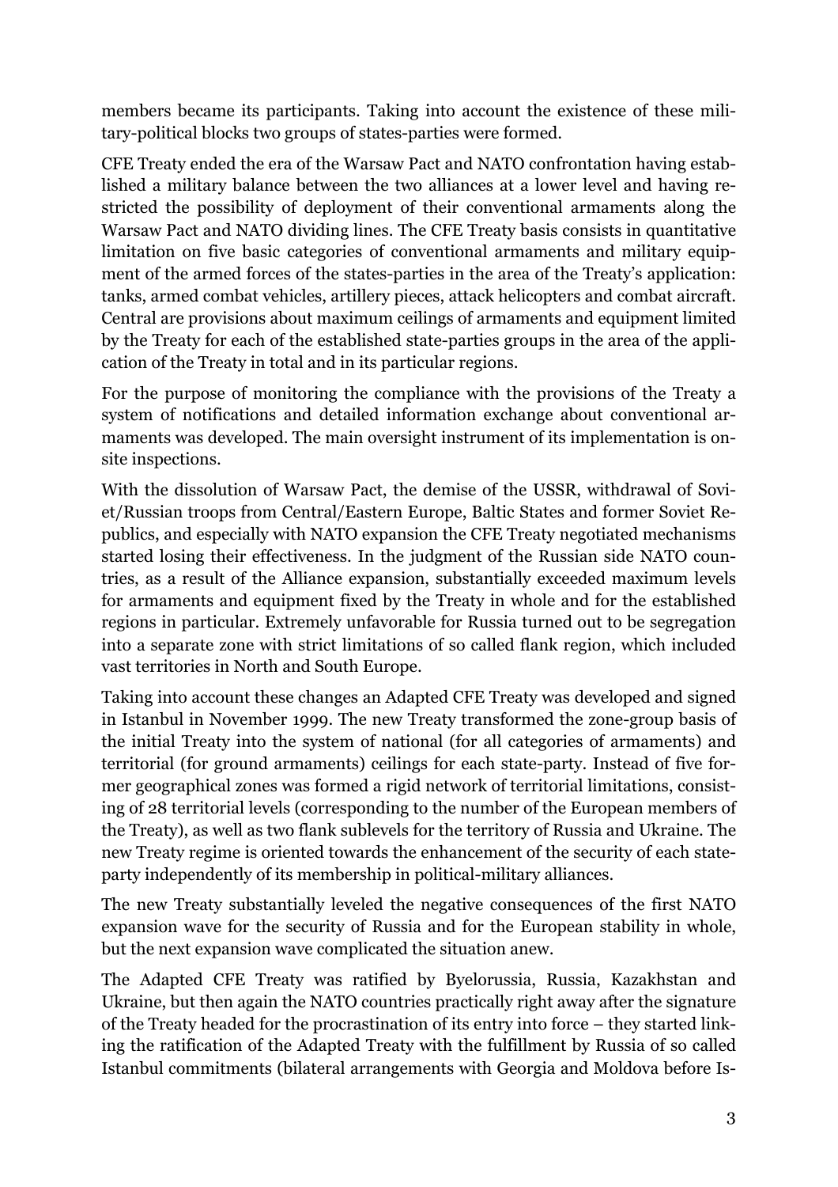members became its participants. Taking into account the existence of these military-political blocks two groups of states-parties were formed.

CFE Treaty ended the era of the Warsaw Pact and NATO confrontation having established a military balance between the two alliances at a lower level and having restricted the possibility of deployment of their conventional armaments along the Warsaw Pact and NATO dividing lines. The CFE Treaty basis consists in quantitative limitation on five basic categories of conventional armaments and military equipment of the armed forces of the states-parties in the area of the Treaty's application: tanks, armed combat vehicles, artillery pieces, attack helicopters and combat aircraft. Central are provisions about maximum ceilings of armaments and equipment limited by the Treaty for each of the established state-parties groups in the area of the application of the Treaty in total and in its particular regions.

For the purpose of monitoring the compliance with the provisions of the Treaty a system of notifications and detailed information exchange about conventional armaments was developed. The main oversight instrument of its implementation is on-site inspections.

With the dissolution of Warsaw Pact, the demise of the USSR, withdrawal of Soviet/Russian troops from Central/Eastern Europe, Baltic States and former Soviet Republics, and especially with NATO expansion the CFE Treaty negotiated mechanisms started losing their effectiveness. In the judgment of the Russian side NATO countries, as a result of the Alliance expansion, substantially exceeded maximum levels for armaments and equipment fixed by the Treaty in whole and for the established regions in particular. Extremely unfavorable for Russia turned out to be segregation into a separate zone with strict limitations of so called flank region, which included vast territories in North and South Europe.

Taking into account these changes an Adapted CFE Treaty was developed and signed in Istanbul in November 1999. The new Treaty transformed the zone-group basis of the initial Treaty into the system of national (for all categories of armaments) and territorial (for ground armaments) ceilings for each state-party. Instead of five former geographical zones was formed a rigid network of territorial limitations, consisting of 28 territorial levels (corresponding to the number of the European members of the Treaty), as well as two flank sublevels for the territory of Russia and Ukraine. The new Treaty regime is oriented towards the enhancement of the security of each state-party independently of its membership in political-military alliances.

The new Treaty substantially leveled the negative consequences of the first NATO expansion wave for the security of Russia and for the European stability in whole, but the next expansion wave complicated the situation anew.

The Adapted CFE Treaty was ratified by Byelorussia, Russia, Kazakhstan and Ukraine, but then again the NATO countries practically right away after the signature of the Treaty headed for the procrastination of its entry into force – they started linking the ratification of the Adapted Treaty with the fulfillment by Russia of so called Istanbul commitments (bilateral arrangements with Georgia and Moldova before Is-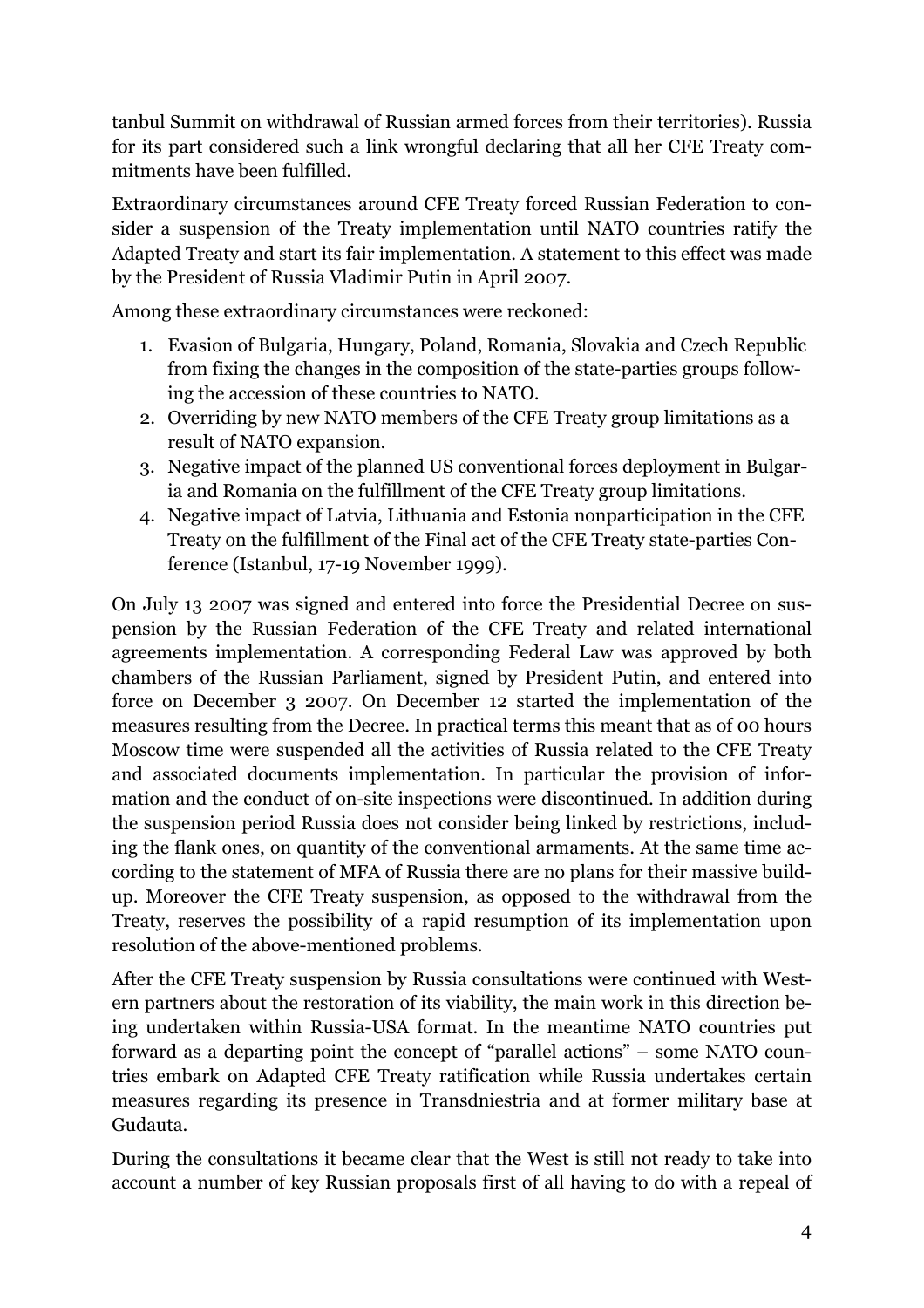tanbul Summit on withdrawal of Russian armed forces from their territories). Russia for its part considered such a link wrongful declaring that all her CFE Treaty commitments have been fulfilled.

Extraordinary circumstances around CFE Treaty forced Russian Federation to consider a suspension of the Treaty implementation until NATO countries ratify the Adapted Treaty and start its fair implementation. A statement to this effect was made by the President of Russia Vladimir Putin in April 2007.

Among these extraordinary circumstances were reckoned:

1. Evasion of Bulgaria, Hungary, Poland, Romania, Slovakia and Czech Republic from fixing the changes in the composition of the state-parties groups following the accession of these countries to NATO.
2. Overriding by new NATO members of the CFE Treaty group limitations as a result of NATO expansion.
3. Negative impact of the planned US conventional forces deployment in Bulgaria and Romania on the fulfillment of the CFE Treaty group limitations.
4. Negative impact of Latvia, Lithuania and Estonia nonparticipation in the CFE Treaty on the fulfillment of the Final act of the CFE Treaty state-parties Conference (Istanbul, 17-19 November 1999).

On July 13 2007 was signed and entered into force the Presidential Decree on suspension by the Russian Federation of the CFE Treaty and related international agreements implementation. A corresponding Federal Law was approved by both chambers of the Russian Parliament, signed by President Putin, and entered into force on December 3 2007. On December 12 started the implementation of the measures resulting from the Decree. In practical terms this meant that as of 00 hours Moscow time were suspended all the activities of Russia related to the CFE Treaty and associated documents implementation. In particular the provision of information and the conduct of on-site inspections were discontinued. In addition during the suspension period Russia does not consider being linked by restrictions, including the flank ones, on quantity of the conventional armaments. At the same time according to the statement of MFA of Russia there are no plans for their massive buildup. Moreover the CFE Treaty suspension, as opposed to the withdrawal from the Treaty, reserves the possibility of a rapid resumption of its implementation upon resolution of the above-mentioned problems.

After the CFE Treaty suspension by Russia consultations were continued with Western partners about the restoration of its viability, the main work in this direction being undertaken within Russia-USA format. In the meantime NATO countries put forward as a departing point the concept of "parallel actions" – some NATO countries embark on Adapted CFE Treaty ratification while Russia undertakes certain measures regarding its presence in Transdniestria and at former military base at Gudauta.

During the consultations it became clear that the West is still not ready to take into account a number of key Russian proposals first of all having to do with a repeal of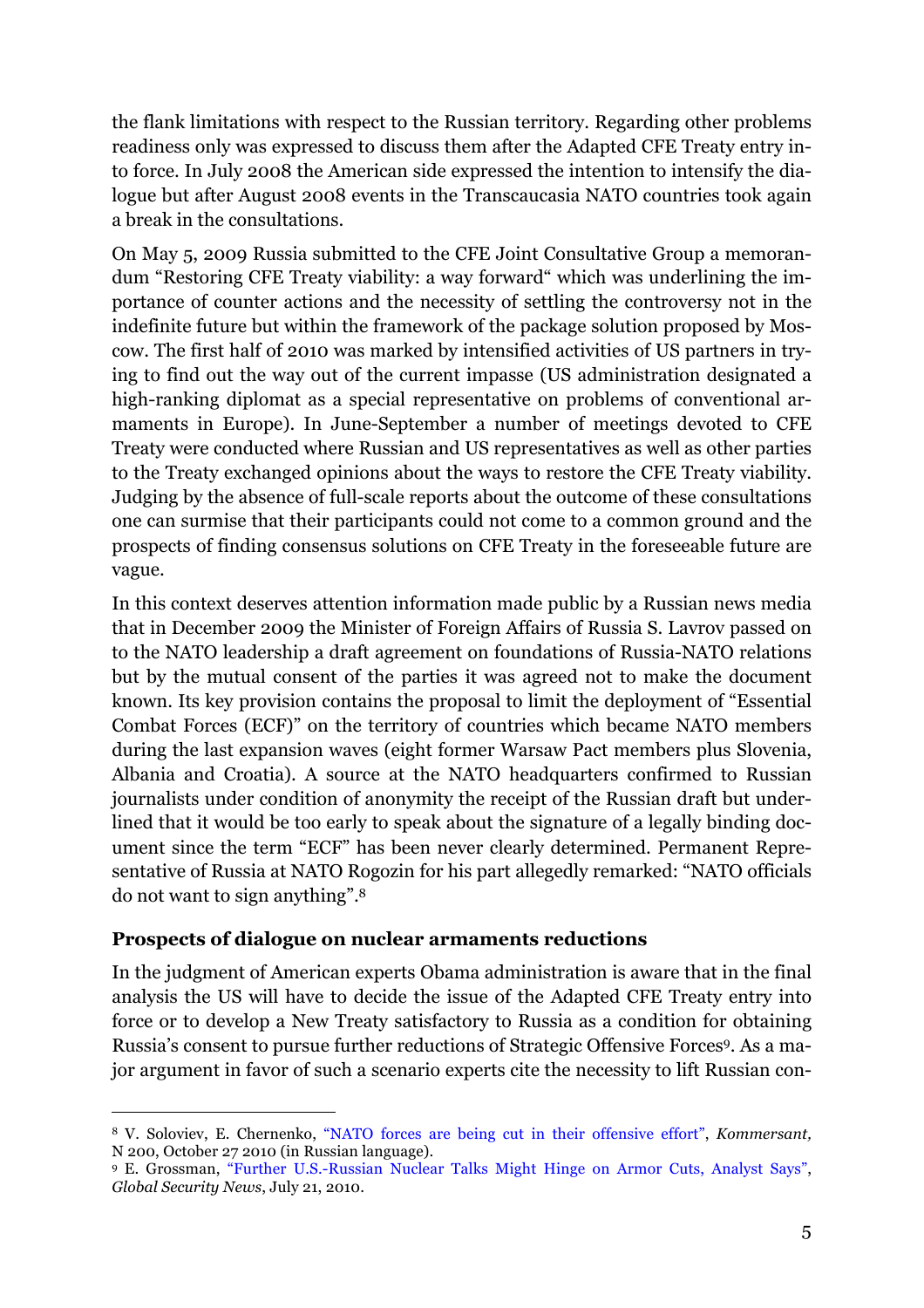the flank limitations with respect to the Russian territory. Regarding other problems readiness only was expressed to discuss them after the Adapted CFE Treaty entry into force. In July 2008 the American side expressed the intention to intensify the dialogue but after August 2008 events in the Transcaucasia NATO countries took again a break in the consultations.

On May 5, 2009 Russia submitted to the CFE Joint Consultative Group a memorandum "Restoring CFE Treaty viability: a way forward" which was underlining the importance of counter actions and the necessity of settling the controversy not in the indefinite future but within the framework of the package solution proposed by Moscow. The first half of 2010 was marked by intensified activities of US partners in trying to find out the way out of the current impasse (US administration designated a high-ranking diplomat as a special representative on problems of conventional armaments in Europe). In June-September a number of meetings devoted to CFE Treaty were conducted where Russian and US representatives as well as other parties to the Treaty exchanged opinions about the ways to restore the CFE Treaty viability. Judging by the absence of full-scale reports about the outcome of these consultations one can surmise that their participants could not come to a common ground and the prospects of finding consensus solutions on CFE Treaty in the foreseeable future are vague.

In this context deserves attention information made public by a Russian news media that in December 2009 the Minister of Foreign Affairs of Russia S. Lavrov passed on to the NATO leadership a draft agreement on foundations of Russia-NATO relations but by the mutual consent of the parties it was agreed not to make the document known. Its key provision contains the proposal to limit the deployment of "Essential Combat Forces (ECF)" on the territory of countries which became NATO members during the last expansion waves (eight former Warsaw Pact members plus Slovenia, Albania and Croatia). A source at the NATO headquarters confirmed to Russian journalists under condition of anonymity the receipt of the Russian draft but underlined that it would be too early to speak about the signature of a legally binding document since the term "ECF" has been never clearly determined. Permanent Representative of Russia at NATO Rogozin for his part allegedly remarked: "NATO officials do not want to sign anything".[8]

### Prospects of dialogue on nuclear armaments reductions

In the judgment of American experts Obama administration is aware that in the final analysis the US will have to decide the issue of the Adapted CFE Treaty entry into force or to develop a New Treaty satisfactory to Russia as a condition for obtaining Russia's consent to pursue further reductions of Strategic Offensive Forces[9]. As a major argument in favor of such a scenario experts cite the necessity to lift Russian con-

---

[8] V. Soloviev, E. Chernenko, "NATO forces are being cut in their offensive effort", *Kommersant,* N 200, October 27 2010 (in Russian language).

[9] E. Grossman, "Further U.S.-Russian Nuclear Talks Might Hinge on Armor Cuts, Analyst Says", *Global Security News*, July 21, 2010.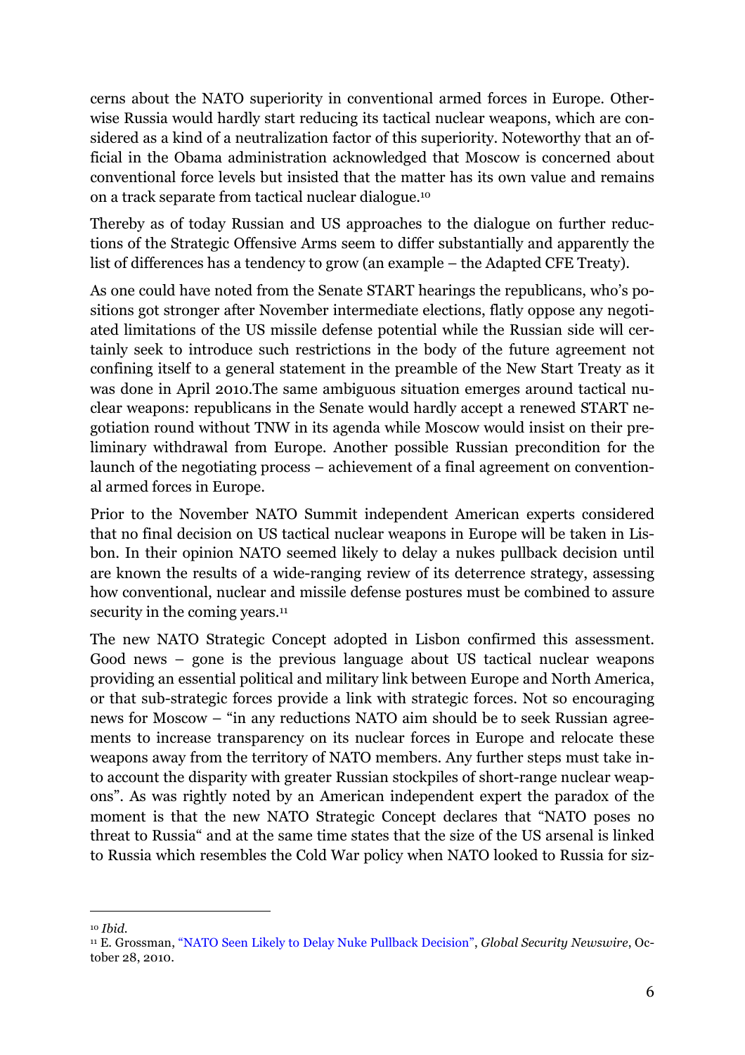cerns about the NATO superiority in conventional armed forces in Europe. Otherwise Russia would hardly start reducing its tactical nuclear weapons, which are considered as a kind of a neutralization factor of this superiority. Noteworthy that an official in the Obama administration acknowledged that Moscow is concerned about conventional force levels but insisted that the matter has its own value and remains on a track separate from tactical nuclear dialogue.[10]

Thereby as of today Russian and US approaches to the dialogue on further reductions of the Strategic Offensive Arms seem to differ substantially and apparently the list of differences has a tendency to grow (an example – the Adapted CFE Treaty).

As one could have noted from the Senate START hearings the republicans, who's positions got stronger after November intermediate elections, flatly oppose any negotiated limitations of the US missile defense potential while the Russian side will certainly seek to introduce such restrictions in the body of the future agreement not confining itself to a general statement in the preamble of the New Start Treaty as it was done in April 2010.The same ambiguous situation emerges around tactical nuclear weapons: republicans in the Senate would hardly accept a renewed START negotiation round without TNW in its agenda while Moscow would insist on their preliminary withdrawal from Europe. Another possible Russian precondition for the launch of the negotiating process – achievement of a final agreement on conventional armed forces in Europe.

Prior to the November NATO Summit independent American experts considered that no final decision on US tactical nuclear weapons in Europe will be taken in Lisbon. In their opinion NATO seemed likely to delay a nukes pullback decision until are known the results of a wide-ranging review of its deterrence strategy, assessing how conventional, nuclear and missile defense postures must be combined to assure security in the coming years.[11]

The new NATO Strategic Concept adopted in Lisbon confirmed this assessment. Good news – gone is the previous language about US tactical nuclear weapons providing an essential political and military link between Europe and North America, or that sub-strategic forces provide a link with strategic forces. Not so encouraging news for Moscow – "in any reductions NATO aim should be to seek Russian agreements to increase transparency on its nuclear forces in Europe and relocate these weapons away from the territory of NATO members. Any further steps must take into account the disparity with greater Russian stockpiles of short-range nuclear weapons". As was rightly noted by an American independent expert the paradox of the moment is that the new NATO Strategic Concept declares that "NATO poses no threat to Russia" and at the same time states that the size of the US arsenal is linked to Russia which resembles the Cold War policy when NATO looked to Russia for siz-

---

[10] *Ibid.*

[11] E. Grossman, "NATO Seen Likely to Delay Nuke Pullback Decision", *Global Security Newswire*, October 28, 2010.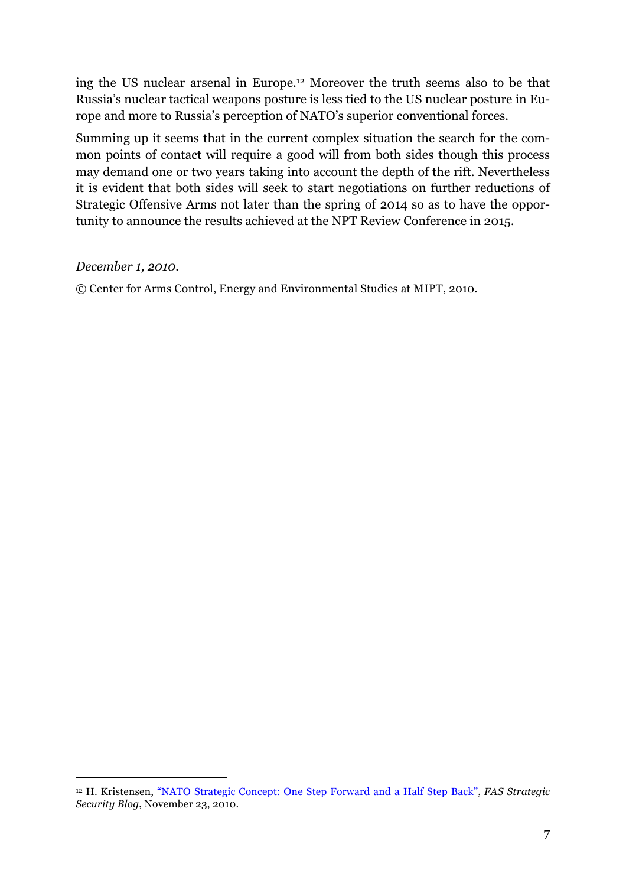ing the US nuclear arsenal in Europe.[12] Moreover the truth seems also to be that Russia's nuclear tactical weapons posture is less tied to the US nuclear posture in Europe and more to Russia's perception of NATO's superior conventional forces.

Summing up it seems that in the current complex situation the search for the common points of contact will require a good will from both sides though this process may demand one or two years taking into account the depth of the rift. Nevertheless it is evident that both sides will seek to start negotiations on further reductions of Strategic Offensive Arms not later than the spring of 2014 so as to have the opportunity to announce the results achieved at the NPT Review Conference in 2015.

*December 1, 2010.*

© Center for Arms Control, Energy and Environmental Studies at MIPT, 2010.

---

[12] H. Kristensen, "NATO Strategic Concept: One Step Forward and a Half Step Back", *FAS Strategic Security Blog*, November 23, 2010.